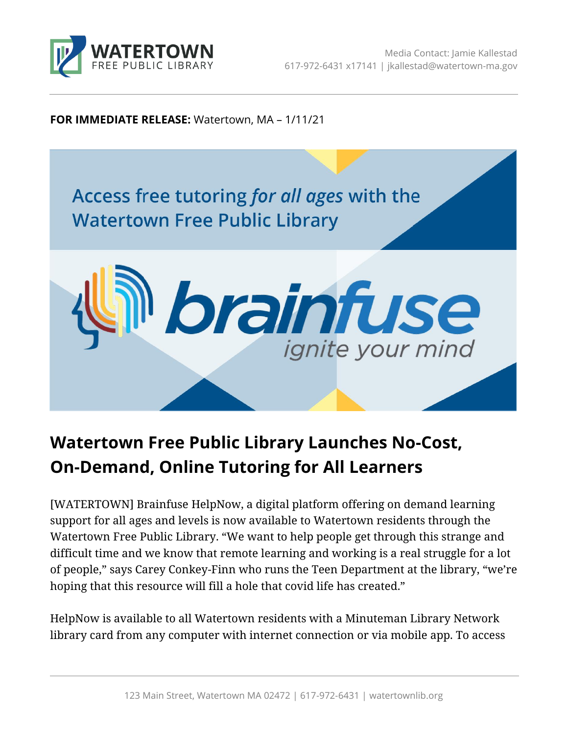WATERTOWN FREE PUBLIC LIBRARY

Media Contact: Jamie Kallestad
617-972-6431 x17141 | jkallestad@watertown-ma.gov

**FOR IMMEDIATE RELEASE:** Watertown, MA – 1/11/21

Access free tutoring *for all ages* with the Watertown Free Public Library

brainfuse *ignite your mind*

## Watertown Free Public Library Launches No-Cost, On-Demand, Online Tutoring for All Learners

[WATERTOWN] Brainfuse HelpNow, a digital platform offering on demand learning support for all ages and levels is now available to Watertown residents through the Watertown Free Public Library. "We want to help people get through this strange and difficult time and we know that remote learning and working is a real struggle for a lot of people," says Carey Conkey-Finn who runs the Teen Department at the library, "we're hoping that this resource will fill a hole that covid life has created."

HelpNow is available to all Watertown residents with a Minuteman Library Network library card from any computer with internet connection or via mobile app. To access

123 Main Street, Watertown MA 02472 | 617-972-6431 | watertownlib.org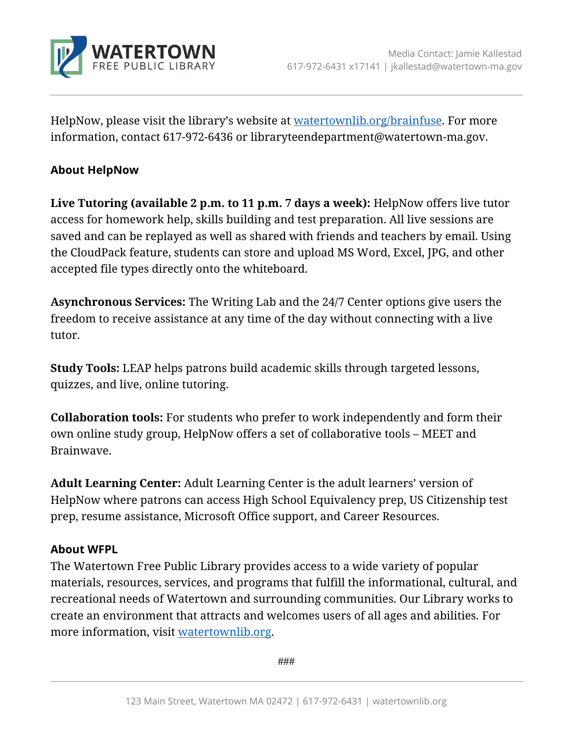HelpNow, please visit the library's website at [watertownlib.org/brainfuse](watertownlib.org/brainfuse). For more information, contact 617-972-6436 or libraryteendepartment@watertown-ma.gov.

**About HelpNow**

**Live Tutoring (available 2 p.m. to 11 p.m. 7 days a week):** HelpNow offers live tutor access for homework help, skills building and test preparation. All live sessions are saved and can be replayed as well as shared with friends and teachers by email. Using the CloudPack feature, students can store and upload MS Word, Excel, JPG, and other accepted file types directly onto the whiteboard.

**Asynchronous Services:** The Writing Lab and the 24/7 Center options give users the freedom to receive assistance at any time of the day without connecting with a live tutor.

**Study Tools:** LEAP helps patrons build academic skills through targeted lessons, quizzes, and live, online tutoring.

**Collaboration tools:** For students who prefer to work independently and form their own online study group, HelpNow offers a set of collaborative tools – MEET and Brainwave.

**Adult Learning Center:** Adult Learning Center is the adult learners' version of HelpNow where patrons can access High School Equivalency prep, US Citizenship test prep, resume assistance, Microsoft Office support, and Career Resources.

**About WFPL**

The Watertown Free Public Library provides access to a wide variety of popular materials, resources, services, and programs that fulfill the informational, cultural, and recreational needs of Watertown and surrounding communities. Our Library works to create an environment that attracts and welcomes users of all ages and abilities. For more information, visit [watertownlib.org](watertownlib.org).

###